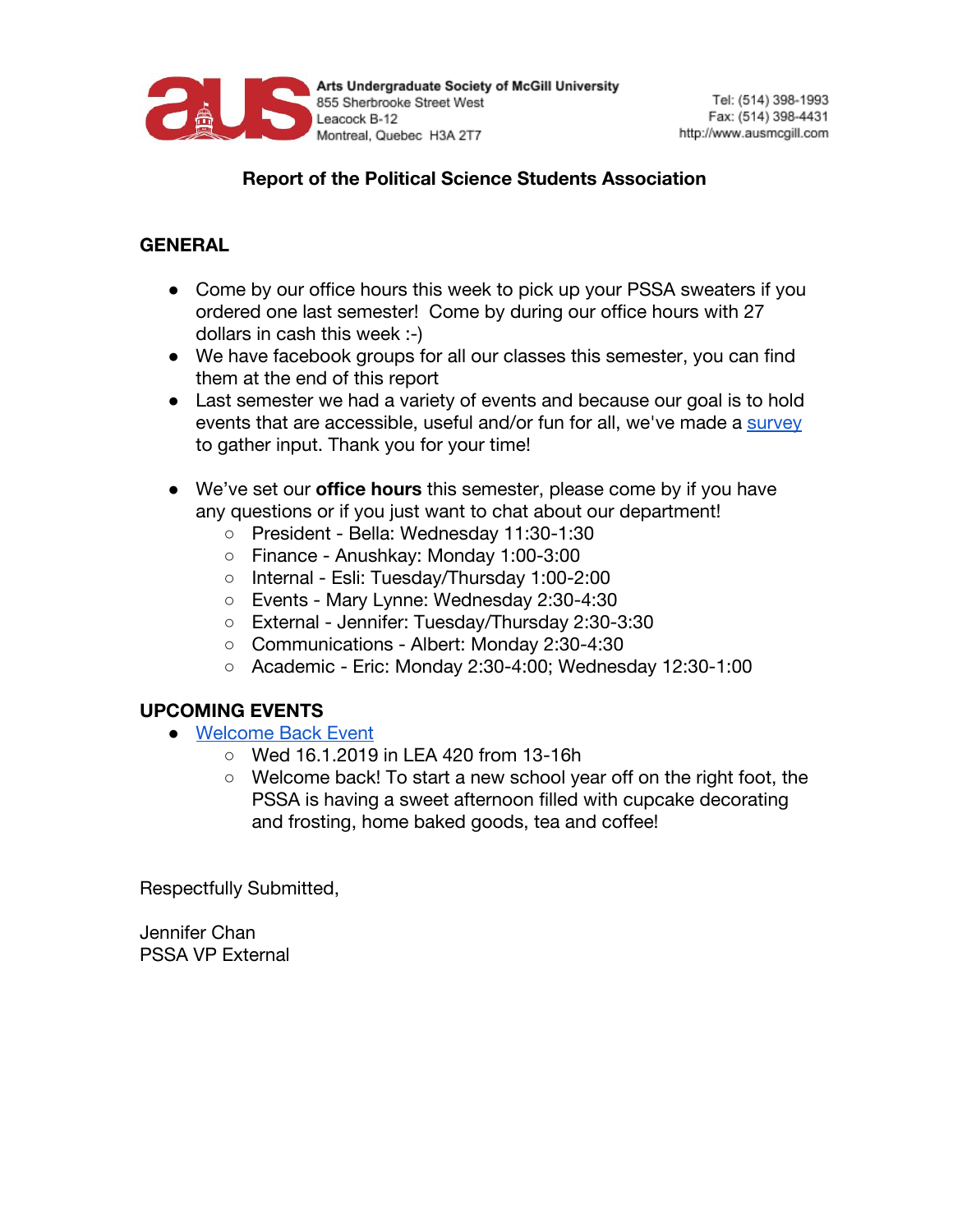Arts Undergraduate Society of McGill University
855 Sherbrooke Street West
Leacock B-12
Montreal, Quebec H3A 2T7

Tel: (514) 398-1993
Fax: (514) 398-4431
http://www.ausmcgill.com

# Report of the Political Science Students Association

## GENERAL

- Come by our office hours this week to pick up your PSSA sweaters if you ordered one last semester! Come by during our office hours with 27 dollars in cash this week :-)
- We have facebook groups for all our classes this semester, you can find them at the end of this report
- Last semester we had a variety of events and because our goal is to hold events that are accessible, useful and/or fun for all, we've made a survey to gather input. Thank you for your time!
- We've set our **office hours** this semester, please come by if you have any questions or if you just want to chat about our department!
    - President - Bella: Wednesday 11:30-1:30
    - Finance - Anushkay: Monday 1:00-3:00
    - Internal - Esli: Tuesday/Thursday 1:00-2:00
    - Events - Mary Lynne: Wednesday 2:30-4:30
    - External - Jennifer: Tuesday/Thursday 2:30-3:30
    - Communications - Albert: Monday 2:30-4:30
    - Academic - Eric: Monday 2:30-4:00; Wednesday 12:30-1:00

## UPCOMING EVENTS

- Welcome Back Event
    - Wed 16.1.2019 in LEA 420 from 13-16h
    - Welcome back! To start a new school year off on the right foot, the PSSA is having a sweet afternoon filled with cupcake decorating and frosting, home baked goods, tea and coffee!

Respectfully Submitted,

Jennifer Chan
PSSA VP External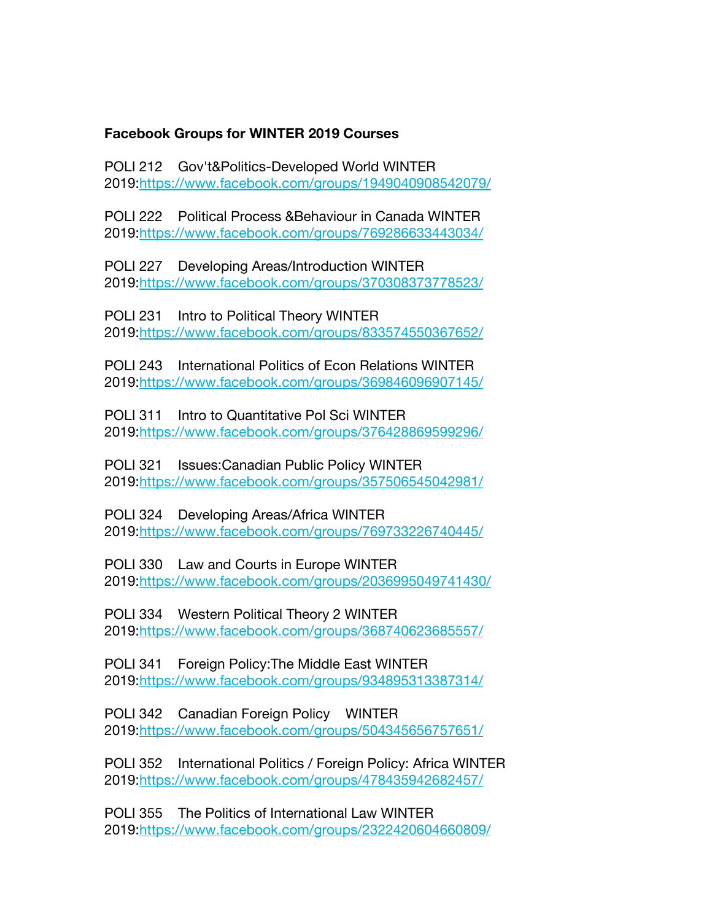**Facebook Groups for WINTER 2019 Courses**

POLI 212 Gov't&Politics-Developed World WINTER 2019:https://www.facebook.com/groups/1949040908542079/

POLI 222 Political Process &Behaviour in Canada WINTER 2019:https://www.facebook.com/groups/769286633443034/

POLI 227 Developing Areas/Introduction WINTER 2019:https://www.facebook.com/groups/370308373778523/

POLI 231 Intro to Political Theory WINTER 2019:https://www.facebook.com/groups/833574550367652/

POLI 243 International Politics of Econ Relations WINTER 2019:https://www.facebook.com/groups/369846096907145/

POLI 311 Intro to Quantitative Pol Sci WINTER 2019:https://www.facebook.com/groups/376428869599296/

POLI 321 Issues:Canadian Public Policy WINTER 2019:https://www.facebook.com/groups/357506545042981/

POLI 324 Developing Areas/Africa WINTER 2019:https://www.facebook.com/groups/769733226740445/

POLI 330 Law and Courts in Europe WINTER 2019:https://www.facebook.com/groups/2036995049741430/

POLI 334 Western Political Theory 2 WINTER 2019:https://www.facebook.com/groups/368740623685557/

POLI 341 Foreign Policy:The Middle East WINTER 2019:https://www.facebook.com/groups/934895313387314/

POLI 342 Canadian Foreign Policy WINTER 2019:https://www.facebook.com/groups/504345656757651/

POLI 352 International Politics / Foreign Policy: Africa WINTER 2019:https://www.facebook.com/groups/478435942682457/

POLI 355 The Politics of International Law WINTER 2019:https://www.facebook.com/groups/2322420604660809/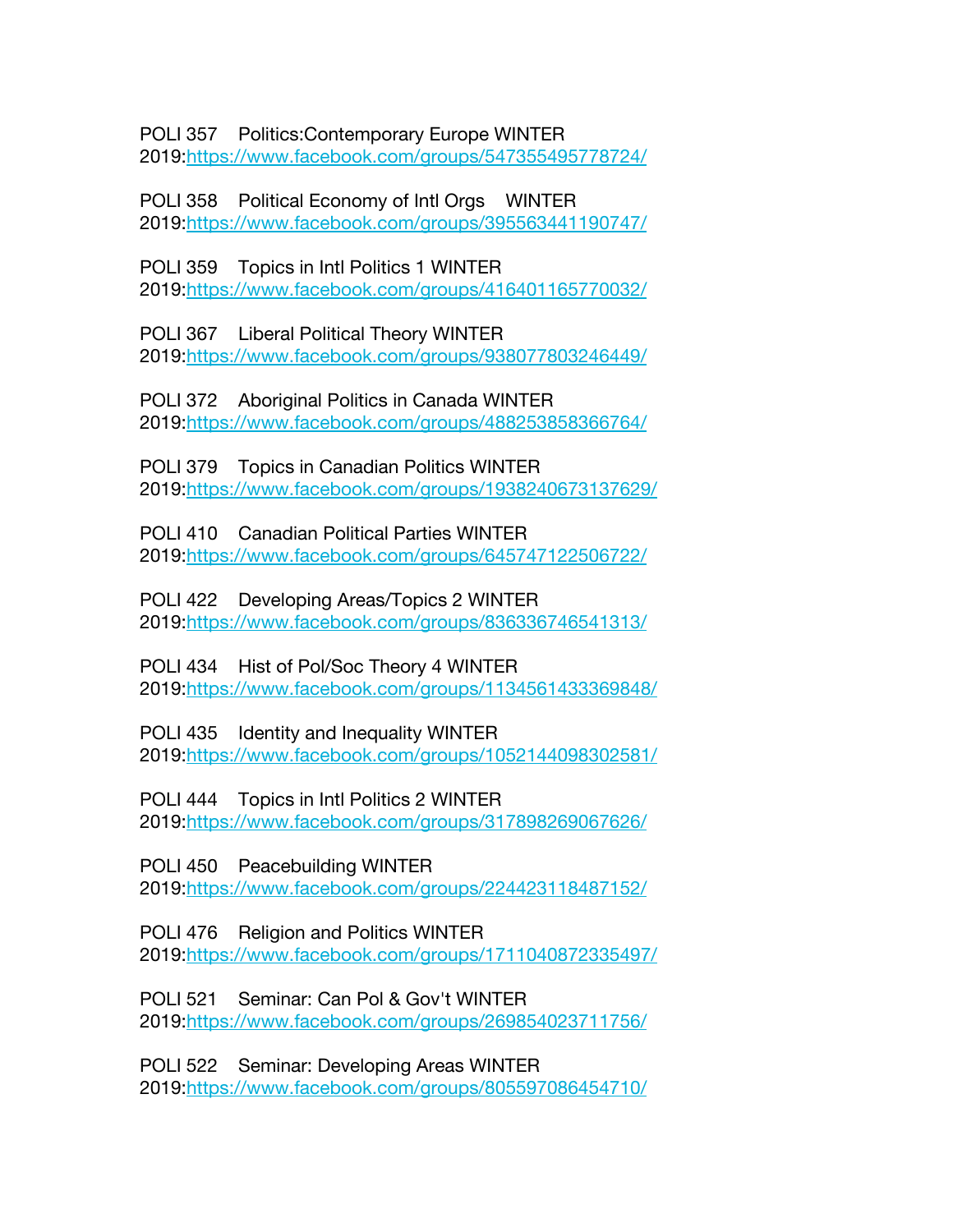POLI 357 Politics:Contemporary Europe WINTER 2019:https://www.facebook.com/groups/547355495778724/

POLI 358 Political Economy of Intl Orgs WINTER 2019:https://www.facebook.com/groups/395563441190747/

POLI 359 Topics in Intl Politics 1 WINTER 2019:https://www.facebook.com/groups/416401165770032/

POLI 367 Liberal Political Theory WINTER 2019:https://www.facebook.com/groups/938077803246449/

POLI 372 Aboriginal Politics in Canada WINTER 2019:https://www.facebook.com/groups/488253858366764/

POLI 379 Topics in Canadian Politics WINTER 2019:https://www.facebook.com/groups/1938240673137629/

POLI 410 Canadian Political Parties WINTER 2019:https://www.facebook.com/groups/645747122506722/

POLI 422 Developing Areas/Topics 2 WINTER 2019:https://www.facebook.com/groups/836336746541313/

POLI 434 Hist of Pol/Soc Theory 4 WINTER 2019:https://www.facebook.com/groups/1134561433369848/

POLI 435 Identity and Inequality WINTER 2019:https://www.facebook.com/groups/1052144098302581/

POLI 444 Topics in Intl Politics 2 WINTER 2019:https://www.facebook.com/groups/317898269067626/

POLI 450 Peacebuilding WINTER 2019:https://www.facebook.com/groups/224423118487152/

POLI 476 Religion and Politics WINTER 2019:https://www.facebook.com/groups/1711040872335497/

POLI 521 Seminar: Can Pol & Gov't WINTER 2019:https://www.facebook.com/groups/269854023711756/

POLI 522 Seminar: Developing Areas WINTER 2019:https://www.facebook.com/groups/805597086454710/